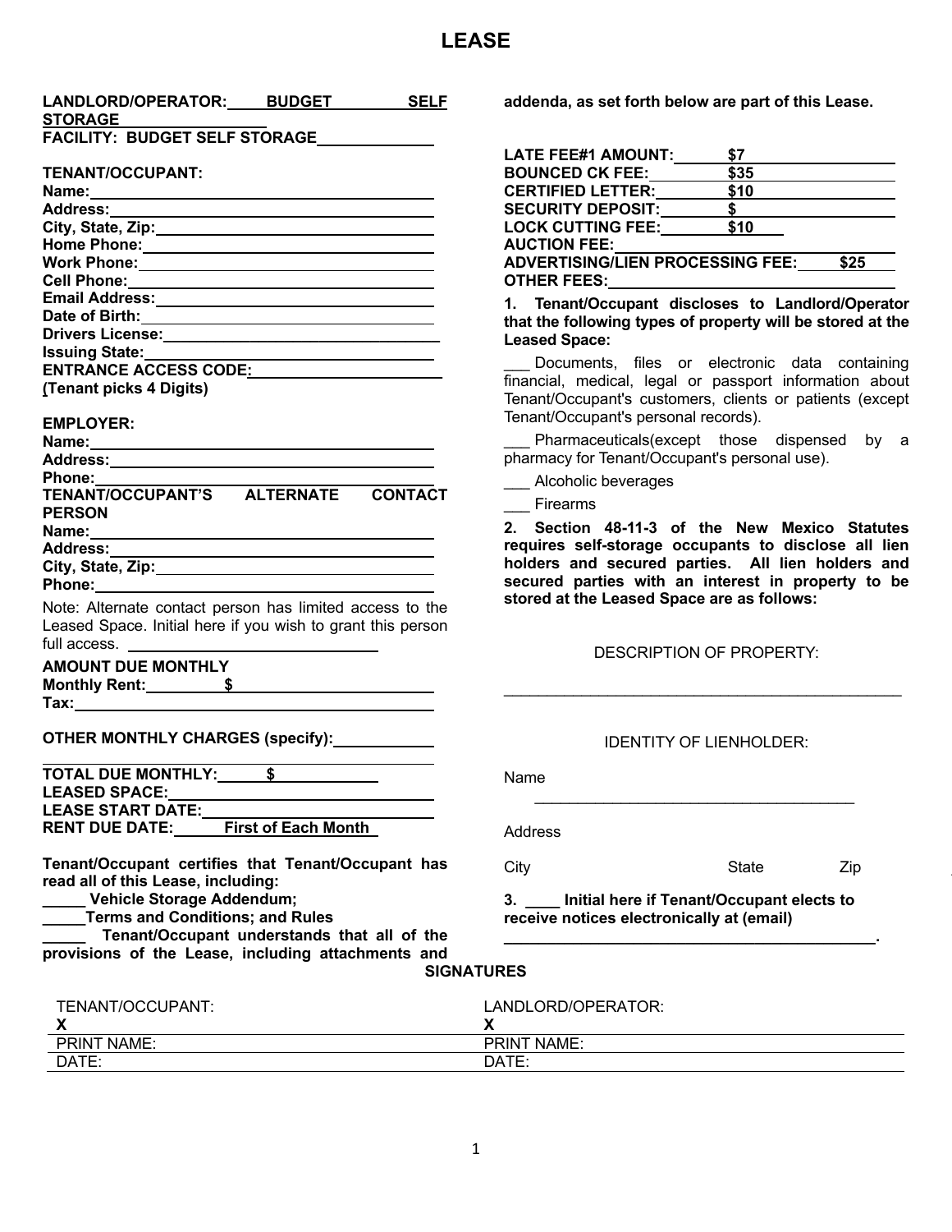# LEASE

**LANDLORD/OPERATOR: BUDGET SELF STORAGE**
**FACILITY: BUDGET SELF STORAGE**

**TENANT/OCCUPANT:**
**Name:**
**Address:**
**City, State, Zip:**
**Home Phone:**
**Work Phone:**
**Cell Phone:**
**Email Address:**
**Date of Birth:**
**Drivers License:**
**Issuing State:**
**ENTRANCE ACCESS CODE:**
**(Tenant picks 4 Digits)**

**EMPLOYER:**
**Name:**
**Address:**
**Phone:**
**TENANT/OCCUPANT'S ALTERNATE CONTACT PERSON**
**Name:**
**Address:**
**City, State, Zip:**
**Phone:**

Note: Alternate contact person has limited access to the Leased Space. Initial here if you wish to grant this person full access. ____________________

**AMOUNT DUE MONTHLY**
**Monthly Rent: $**
**Tax:**

**OTHER MONTHLY CHARGES (specify):**

**TOTAL DUE MONTHLY: $**
**LEASED SPACE:**
**LEASE START DATE:**
**RENT DUE DATE: First of Each Month**

**Tenant/Occupant certifies that Tenant/Occupant has read all of this Lease, including:**
**_____ Vehicle Storage Addendum;**
**_____ Terms and Conditions; and Rules**
**_____ Tenant/Occupant understands that all of the provisions of the Lease, including attachments and addenda, as set forth below are part of this Lease.**

**LATE FEE#1 AMOUNT: $7**
**BOUNCED CK FEE: $35**
**CERTIFIED LETTER: $10**
**SECURITY DEPOSIT: $**
**LOCK CUTTING FEE: $10**
**AUCTION FEE:**
**ADVERTISING/LIEN PROCESSING FEE: $25**
**OTHER FEES:**

**1. Tenant/Occupant discloses to Landlord/Operator that the following types of property will be stored at the Leased Space:**

___ Documents, files or electronic data containing financial, medical, legal or passport information about Tenant/Occupant's customers, clients or patients (except Tenant/Occupant's personal records).

___ Pharmaceuticals(except those dispensed by a pharmacy for Tenant/Occupant's personal use).

___ Alcoholic beverages

___ Firearms

**2. Section 48-11-3 of the New Mexico Statutes requires self-storage occupants to disclose all lien holders and secured parties. All lien holders and secured parties with an interest in property to be stored at the Leased Space are as follows:**

DESCRIPTION OF PROPERTY:

_______________________________________________

IDENTITY OF LIENHOLDER:

Name
_______________________________________

Address

City State Zip

**3. ____ Initial here if Tenant/Occupant elects to receive notices electronically at (email) _____________________________________________.**

**SIGNATURES**

| TENANT/OCCUPANT: | LANDLORD/OPERATOR: |
|---|---|
| **X** | **X** |
| PRINT NAME: | PRINT NAME: |
| DATE: | DATE: |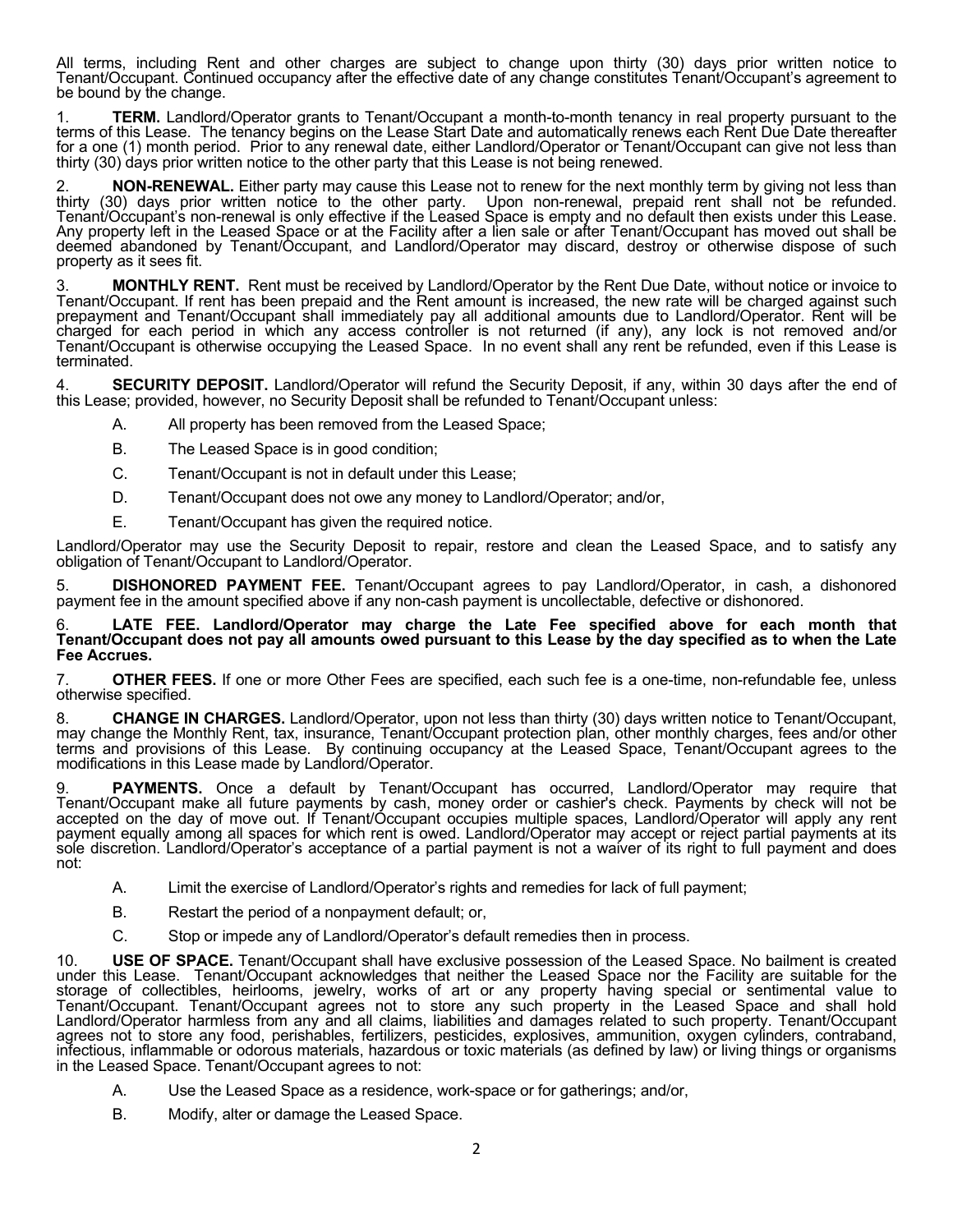All terms, including Rent and other charges are subject to change upon thirty (30) days prior written notice to Tenant/Occupant. Continued occupancy after the effective date of any change constitutes Tenant/Occupant's agreement to be bound by the change.

1. **TERM.** Landlord/Operator grants to Tenant/Occupant a month-to-month tenancy in real property pursuant to the terms of this Lease. The tenancy begins on the Lease Start Date and automatically renews each Rent Due Date thereafter for a one (1) month period. Prior to any renewal date, either Landlord/Operator or Tenant/Occupant can give not less than thirty (30) days prior written notice to the other party that this Lease is not being renewed.

2. **NON-RENEWAL.** Either party may cause this Lease not to renew for the next monthly term by giving not less than thirty (30) days prior written notice to the other party. Upon non-renewal, prepaid rent shall not be refunded. Tenant/Occupant's non-renewal is only effective if the Leased Space is empty and no default then exists under this Lease. Any property left in the Leased Space or at the Facility after a lien sale or after Tenant/Occupant has moved out shall be deemed abandoned by Tenant/Occupant, and Landlord/Operator may discard, destroy or otherwise dispose of such property as it sees fit.

3. **MONTHLY RENT.** Rent must be received by Landlord/Operator by the Rent Due Date, without notice or invoice to Tenant/Occupant. If rent has been prepaid and the Rent amount is increased, the new rate will be charged against such prepayment and Tenant/Occupant shall immediately pay all additional amounts due to Landlord/Operator. Rent will be charged for each period in which any access controller is not returned (if any), any lock is not removed and/or Tenant/Occupant is otherwise occupying the Leased Space. In no event shall any rent be refunded, even if this Lease is terminated.

4. **SECURITY DEPOSIT.** Landlord/Operator will refund the Security Deposit, if any, within 30 days after the end of this Lease; provided, however, no Security Deposit shall be refunded to Tenant/Occupant unless:

   A. All property has been removed from the Leased Space;

   B. The Leased Space is in good condition;

   C. Tenant/Occupant is not in default under this Lease;

   D. Tenant/Occupant does not owe any money to Landlord/Operator; and/or,

   E. Tenant/Occupant has given the required notice.

Landlord/Operator may use the Security Deposit to repair, restore and clean the Leased Space, and to satisfy any obligation of Tenant/Occupant to Landlord/Operator.

5. **DISHONORED PAYMENT FEE.** Tenant/Occupant agrees to pay Landlord/Operator, in cash, a dishonored payment fee in the amount specified above if any non-cash payment is uncollectable, defective or dishonored.

6. **LATE FEE. Landlord/Operator may charge the Late Fee specified above for each month that Tenant/Occupant does not pay all amounts owed pursuant to this Lease by the day specified as to when the Late Fee Accrues.**

7. **OTHER FEES.** If one or more Other Fees are specified, each such fee is a one-time, non-refundable fee, unless otherwise specified.

8. **CHANGE IN CHARGES.** Landlord/Operator, upon not less than thirty (30) days written notice to Tenant/Occupant, may change the Monthly Rent, tax, insurance, Tenant/Occupant protection plan, other monthly charges, fees and/or other terms and provisions of this Lease. By continuing occupancy at the Leased Space, Tenant/Occupant agrees to the modifications in this Lease made by Landlord/Operator.

9. **PAYMENTS.** Once a default by Tenant/Occupant has occurred, Landlord/Operator may require that Tenant/Occupant make all future payments by cash, money order or cashier's check. Payments by check will not be accepted on the day of move out. If Tenant/Occupant occupies multiple spaces, Landlord/Operator will apply any rent payment equally among all spaces for which rent is owed. Landlord/Operator may accept or reject partial payments at its sole discretion. Landlord/Operator's acceptance of a partial payment is not a waiver of its right to full payment and does not:

   A. Limit the exercise of Landlord/Operator's rights and remedies for lack of full payment;

   B. Restart the period of a nonpayment default; or,

   C. Stop or impede any of Landlord/Operator's default remedies then in process.

10. **USE OF SPACE.** Tenant/Occupant shall have exclusive possession of the Leased Space. No bailment is created under this Lease. Tenant/Occupant acknowledges that neither the Leased Space nor the Facility are suitable for the storage of collectibles, heirlooms, jewelry, works of art or any property having special or sentimental value to Tenant/Occupant. Tenant/Occupant agrees not to store any such property in the Leased Space and shall hold Landlord/Operator harmless from any and all claims, liabilities and damages related to such property. Tenant/Occupant agrees not to store any food, perishables, fertilizers, pesticides, explosives, ammunition, oxygen cylinders, contraband, infectious, inflammable or odorous materials, hazardous or toxic materials (as defined by law) or living things or organisms in the Leased Space. Tenant/Occupant agrees to not:

    A. Use the Leased Space as a residence, work-space or for gatherings; and/or,

    B. Modify, alter or damage the Leased Space.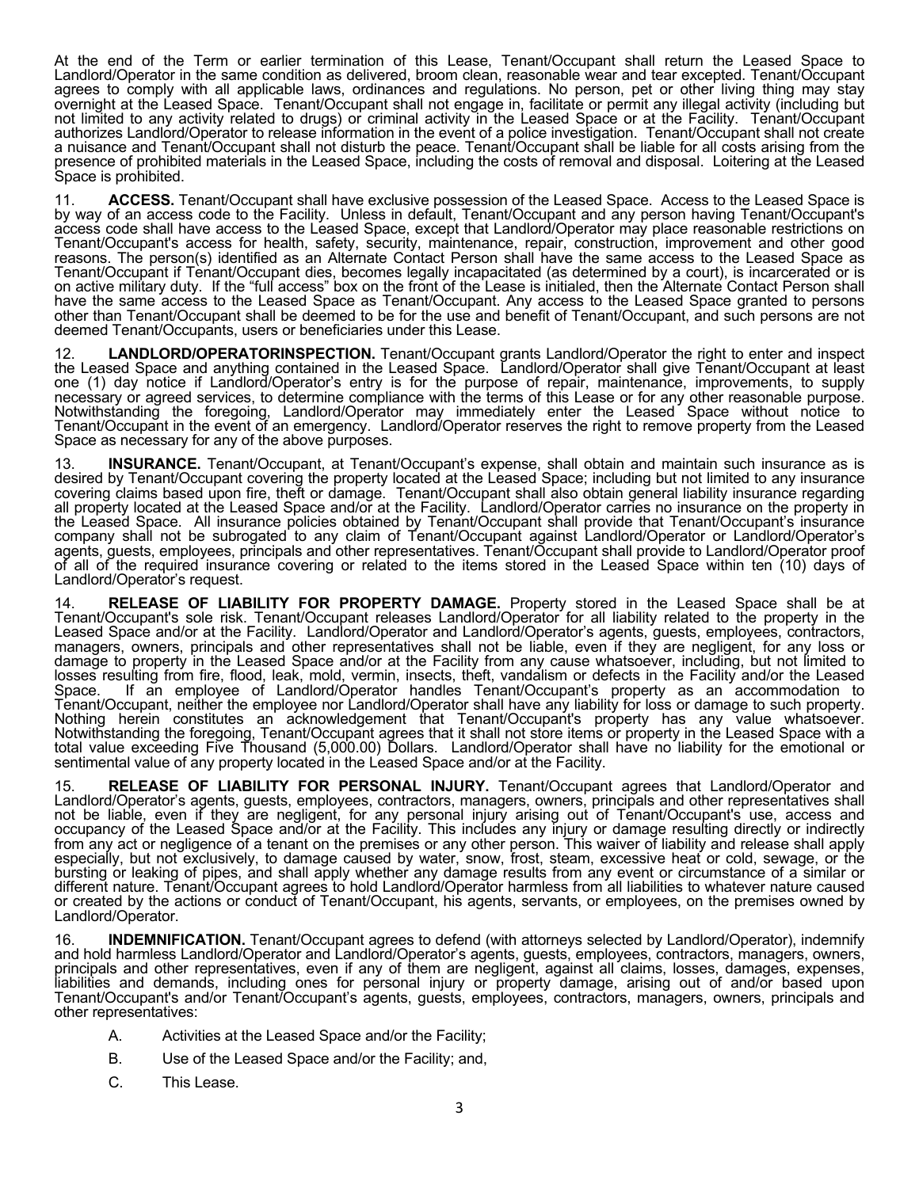At the end of the Term or earlier termination of this Lease, Tenant/Occupant shall return the Leased Space to Landlord/Operator in the same condition as delivered, broom clean, reasonable wear and tear excepted. Tenant/Occupant agrees to comply with all applicable laws, ordinances and regulations. No person, pet or other living thing may stay overnight at the Leased Space. Tenant/Occupant shall not engage in, facilitate or permit any illegal activity (including but not limited to any activity related to drugs) or criminal activity in the Leased Space or at the Facility. Tenant/Occupant authorizes Landlord/Operator to release information in the event of a police investigation. Tenant/Occupant shall not create a nuisance and Tenant/Occupant shall not disturb the peace. Tenant/Occupant shall be liable for all costs arising from the presence of prohibited materials in the Leased Space, including the costs of removal and disposal. Loitering at the Leased Space is prohibited.

11. **ACCESS.** Tenant/Occupant shall have exclusive possession of the Leased Space. Access to the Leased Space is by way of an access code to the Facility. Unless in default, Tenant/Occupant and any person having Tenant/Occupant's access code shall have access to the Leased Space, except that Landlord/Operator may place reasonable restrictions on Tenant/Occupant's access for health, safety, security, maintenance, repair, construction, improvement and other good reasons. The person(s) identified as an Alternate Contact Person shall have the same access to the Leased Space as Tenant/Occupant if Tenant/Occupant dies, becomes legally incapacitated (as determined by a court), is incarcerated or is on active military duty. If the "full access" box on the front of the Lease is initialed, then the Alternate Contact Person shall have the same access to the Leased Space as Tenant/Occupant. Any access to the Leased Space granted to persons other than Tenant/Occupant shall be deemed to be for the use and benefit of Tenant/Occupant, and such persons are not deemed Tenant/Occupants, users or beneficiaries under this Lease.

12. **LANDLORD/OPERATORINSPECTION.** Tenant/Occupant grants Landlord/Operator the right to enter and inspect the Leased Space and anything contained in the Leased Space. Landlord/Operator shall give Tenant/Occupant at least one (1) day notice if Landlord/Operator's entry is for the purpose of repair, maintenance, improvements, to supply necessary or agreed services, to determine compliance with the terms of this Lease or for any other reasonable purpose. Notwithstanding the foregoing, Landlord/Operator may immediately enter the Leased Space without notice to Tenant/Occupant in the event of an emergency. Landlord/Operator reserves the right to remove property from the Leased Space as necessary for any of the above purposes.

13. **INSURANCE.** Tenant/Occupant, at Tenant/Occupant's expense, shall obtain and maintain such insurance as is desired by Tenant/Occupant covering the property located at the Leased Space; including but not limited to any insurance covering claims based upon fire, theft or damage. Tenant/Occupant shall also obtain general liability insurance regarding all property located at the Leased Space and/or at the Facility. Landlord/Operator carries no insurance on the property in the Leased Space. All insurance policies obtained by Tenant/Occupant shall provide that Tenant/Occupant's insurance company shall not be subrogated to any claim of Tenant/Occupant against Landlord/Operator or Landlord/Operator's agents, guests, employees, principals and other representatives. Tenant/Occupant shall provide to Landlord/Operator proof of all of the required insurance covering or related to the items stored in the Leased Space within ten (10) days of Landlord/Operator's request.

14. **RELEASE OF LIABILITY FOR PROPERTY DAMAGE.** Property stored in the Leased Space shall be at Tenant/Occupant's sole risk. Tenant/Occupant releases Landlord/Operator for all liability related to the property in the Leased Space and/or at the Facility. Landlord/Operator and Landlord/Operator's agents, guests, employees, contractors, managers, owners, principals and other representatives shall not be liable, even if they are negligent, for any loss or damage to property in the Leased Space and/or at the Facility from any cause whatsoever, including, but not limited to losses resulting from fire, flood, leak, mold, vermin, insects, theft, vandalism or defects in the Facility and/or the Leased Space. If an employee of Landlord/Operator handles Tenant/Occupant's property as an accommodation to Tenant/Occupant, neither the employee nor Landlord/Operator shall have any liability for loss or damage to such property. Nothing herein constitutes an acknowledgement that Tenant/Occupant's property has any value whatsoever. Notwithstanding the foregoing, Tenant/Occupant agrees that it shall not store items or property in the Leased Space with a total value exceeding Five Thousand (5,000.00) Dollars. Landlord/Operator shall have no liability for the emotional or sentimental value of any property located in the Leased Space and/or at the Facility.

15. **RELEASE OF LIABILITY FOR PERSONAL INJURY.** Tenant/Occupant agrees that Landlord/Operator and Landlord/Operator's agents, guests, employees, contractors, managers, owners, principals and other representatives shall not be liable, even if they are negligent, for any personal injury arising out of Tenant/Occupant's use, access and occupancy of the Leased Space and/or at the Facility. This includes any injury or damage resulting directly or indirectly from any act or negligence of a tenant on the premises or any other person. This waiver of liability and release shall apply especially, but not exclusively, to damage caused by water, snow, frost, steam, excessive heat or cold, sewage, or the bursting or leaking of pipes, and shall apply whether any damage results from any event or circumstance of a similar or different nature. Tenant/Occupant agrees to hold Landlord/Operator harmless from all liabilities to whatever nature caused or created by the actions or conduct of Tenant/Occupant, his agents, servants, or employees, on the premises owned by Landlord/Operator.

16. **INDEMNIFICATION.** Tenant/Occupant agrees to defend (with attorneys selected by Landlord/Operator), indemnify and hold harmless Landlord/Operator and Landlord/Operator's agents, guests, employees, contractors, managers, owners, principals and other representatives, even if any of them are negligent, against all claims, losses, damages, expenses, liabilities and demands, including ones for personal injury or property damage, arising out of and/or based upon Tenant/Occupant's and/or Tenant/Occupant's agents, guests, employees, contractors, managers, owners, principals and other representatives:

A. Activities at the Leased Space and/or the Facility;

B. Use of the Leased Space and/or the Facility; and,

C. This Lease.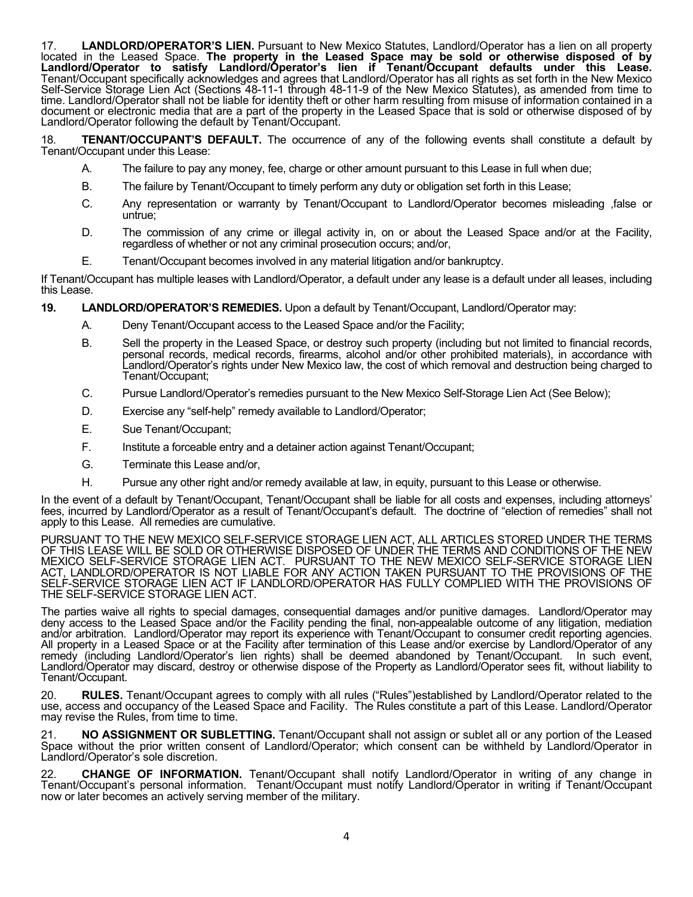17. **LANDLORD/OPERATOR'S LIEN.** Pursuant to New Mexico Statutes, Landlord/Operator has a lien on all property located in the Leased Space. **The property in the Leased Space may be sold or otherwise disposed of by Landlord/Operator to satisfy Landlord/Operator's lien if Tenant/Occupant defaults under this Lease.** Tenant/Occupant specifically acknowledges and agrees that Landlord/Operator has all rights as set forth in the New Mexico Self-Service Storage Lien Act (Sections 48-11-1 through 48-11-9 of the New Mexico Statutes), as amended from time to time. Landlord/Operator shall not be liable for identity theft or other harm resulting from misuse of information contained in a document or electronic media that are a part of the property in the Leased Space that is sold or otherwise disposed of by Landlord/Operator following the default by Tenant/Occupant.

18. **TENANT/OCCUPANT'S DEFAULT.** The occurrence of any of the following events shall constitute a default by Tenant/Occupant under this Lease:

A. The failure to pay any money, fee, charge or other amount pursuant to this Lease in full when due;

B. The failure by Tenant/Occupant to timely perform any duty or obligation set forth in this Lease;

C. Any representation or warranty by Tenant/Occupant to Landlord/Operator becomes misleading ,false or untrue;

D. The commission of any crime or illegal activity in, on or about the Leased Space and/or at the Facility, regardless of whether or not any criminal prosecution occurs; and/or,

E. Tenant/Occupant becomes involved in any material litigation and/or bankruptcy.

If Tenant/Occupant has multiple leases with Landlord/Operator, a default under any lease is a default under all leases, including this Lease.

**19. LANDLORD/OPERATOR'S REMEDIES.** Upon a default by Tenant/Occupant, Landlord/Operator may:

A. Deny Tenant/Occupant access to the Leased Space and/or the Facility;

B. Sell the property in the Leased Space, or destroy such property (including but not limited to financial records, personal records, medical records, firearms, alcohol and/or other prohibited materials), in accordance with Landlord/Operator's rights under New Mexico law, the cost of which removal and destruction being charged to Tenant/Occupant;

C. Pursue Landlord/Operator's remedies pursuant to the New Mexico Self-Storage Lien Act (See Below);

D. Exercise any "self-help" remedy available to Landlord/Operator;

E. Sue Tenant/Occupant;

F. Institute a forceable entry and a detainer action against Tenant/Occupant;

G. Terminate this Lease and/or,

H. Pursue any other right and/or remedy available at law, in equity, pursuant to this Lease or otherwise.

In the event of a default by Tenant/Occupant, Tenant/Occupant shall be liable for all costs and expenses, including attorneys' fees, incurred by Landlord/Operator as a result of Tenant/Occupant's default. The doctrine of "election of remedies" shall not apply to this Lease. All remedies are cumulative.

PURSUANT TO THE NEW MEXICO SELF-SERVICE STORAGE LIEN ACT, ALL ARTICLES STORED UNDER THE TERMS OF THIS LEASE WILL BE SOLD OR OTHERWISE DISPOSED OF UNDER THE TERMS AND CONDITIONS OF THE NEW MEXICO SELF-SERVICE STORAGE LIEN ACT. PURSUANT TO THE NEW MEXICO SELF-SERVICE STORAGE LIEN ACT, LANDLORD/OPERATOR IS NOT LIABLE FOR ANY ACTION TAKEN PURSUANT TO THE PROVISIONS OF THE SELF-SERVICE STORAGE LIEN ACT IF LANDLORD/OPERATOR HAS FULLY COMPLIED WITH THE PROVISIONS OF THE SELF-SERVICE STORAGE LIEN ACT.

The parties waive all rights to special damages, consequential damages and/or punitive damages. Landlord/Operator may deny access to the Leased Space and/or the Facility pending the final, non-appealable outcome of any litigation, mediation and/or arbitration. Landlord/Operator may report its experience with Tenant/Occupant to consumer credit reporting agencies. All property in a Leased Space or at the Facility after termination of this Lease and/or exercise by Landlord/Operator of any remedy (including Landlord/Operator's lien rights) shall be deemed abandoned by Tenant/Occupant. In such event, Landlord/Operator may discard, destroy or otherwise dispose of the Property as Landlord/Operator sees fit, without liability to Tenant/Occupant.

20. **RULES.** Tenant/Occupant agrees to comply with all rules ("Rules")established by Landlord/Operator related to the use, access and occupancy of the Leased Space and Facility. The Rules constitute a part of this Lease. Landlord/Operator may revise the Rules, from time to time.

21. **NO ASSIGNMENT OR SUBLETTING.** Tenant/Occupant shall not assign or sublet all or any portion of the Leased Space without the prior written consent of Landlord/Operator; which consent can be withheld by Landlord/Operator in Landlord/Operator's sole discretion.

22. **CHANGE OF INFORMATION.** Tenant/Occupant shall notify Landlord/Operator in writing of any change in Tenant/Occupant's personal information. Tenant/Occupant must notify Landlord/Operator in writing if Tenant/Occupant now or later becomes an actively serving member of the military.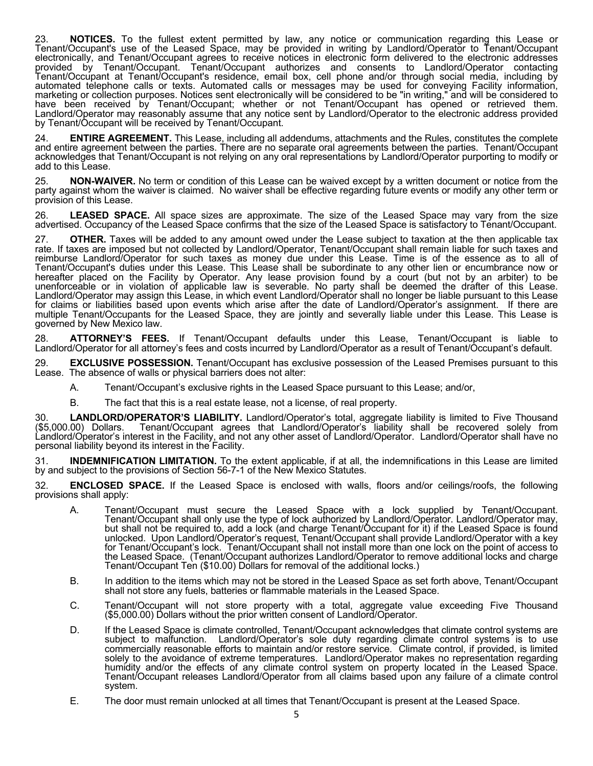23. **NOTICES.** To the fullest extent permitted by law, any notice or communication regarding this Lease or Tenant/Occupant's use of the Leased Space, may be provided in writing by Landlord/Operator to Tenant/Occupant electronically, and Tenant/Occupant agrees to receive notices in electronic form delivered to the electronic addresses provided by Tenant/Occupant. Tenant/Occupant authorizes and consents to Landlord/Operator contacting Tenant/Occupant at Tenant/Occupant's residence, email box, cell phone and/or through social media, including by automated telephone calls or texts. Automated calls or messages may be used for conveying Facility information, marketing or collection purposes. Notices sent electronically will be considered to be "in writing," and will be considered to have been received by Tenant/Occupant; whether or not Tenant/Occupant has opened or retrieved them. Landlord/Operator may reasonably assume that any notice sent by Landlord/Operator to the electronic address provided by Tenant/Occupant will be received by Tenant/Occupant.

24. **ENTIRE AGREEMENT.** This Lease, including all addendums, attachments and the Rules, constitutes the complete and entire agreement between the parties. There are no separate oral agreements between the parties. Tenant/Occupant acknowledges that Tenant/Occupant is not relying on any oral representations by Landlord/Operator purporting to modify or add to this Lease.

25. **NON-WAIVER.** No term or condition of this Lease can be waived except by a written document or notice from the party against whom the waiver is claimed. No waiver shall be effective regarding future events or modify any other term or provision of this Lease.

26. **LEASED SPACE.** All space sizes are approximate. The size of the Leased Space may vary from the size advertised. Occupancy of the Leased Space confirms that the size of the Leased Space is satisfactory to Tenant/Occupant.

27. **OTHER.** Taxes will be added to any amount owed under the Lease subject to taxation at the then applicable tax rate. If taxes are imposed but not collected by Landlord/Operator, Tenant/Occupant shall remain liable for such taxes and reimburse Landlord/Operator for such taxes as money due under this Lease. Time is of the essence as to all of Tenant/Occupant's duties under this Lease. This Lease shall be subordinate to any other lien or encumbrance now or hereafter placed on the Facility by Operator. Any lease provision found by a court (but not by an arbiter) to be unenforceable or in violation of applicable law is severable. No party shall be deemed the drafter of this Lease. Landlord/Operator may assign this Lease, in which event Landlord/Operator shall no longer be liable pursuant to this Lease for claims or liabilities based upon events which arise after the date of Landlord/Operator's assignment. If there are multiple Tenant/Occupants for the Leased Space, they are jointly and severally liable under this Lease. This Lease is governed by New Mexico law.

28. **ATTORNEY'S FEES.** If Tenant/Occupant defaults under this Lease, Tenant/Occupant is liable to Landlord/Operator for all attorney's fees and costs incurred by Landlord/Operator as a result of Tenant/Occupant's default.

29. **EXCLUSIVE POSSESSION.** Tenant/Occupant has exclusive possession of the Leased Premises pursuant to this Lease. The absence of walls or physical barriers does not alter:

  A. Tenant/Occupant's exclusive rights in the Leased Space pursuant to this Lease; and/or,

  B. The fact that this is a real estate lease, not a license, of real property.

30. **LANDLORD/OPERATOR'S LIABILITY.** Landlord/Operator's total, aggregate liability is limited to Five Thousand ($5,000.00) Dollars. Tenant/Occupant agrees that Landlord/Operator's liability shall be recovered solely from Landlord/Operator's interest in the Facility, and not any other asset of Landlord/Operator. Landlord/Operator shall have no personal liability beyond its interest in the Facility.

31. **INDEMNIFICATION LIMITATION.** To the extent applicable, if at all, the indemnifications in this Lease are limited by and subject to the provisions of Section 56-7-1 of the New Mexico Statutes.

32. **ENCLOSED SPACE.** If the Leased Space is enclosed with walls, floors and/or ceilings/roofs, the following provisions shall apply:

  A. Tenant/Occupant must secure the Leased Space with a lock supplied by Tenant/Occupant. Tenant/Occupant shall only use the type of lock authorized by Landlord/Operator. Landlord/Operator may, but shall not be required to, add a lock (and charge Tenant/Occupant for it) if the Leased Space is found unlocked. Upon Landlord/Operator's request, Tenant/Occupant shall provide Landlord/Operator with a key for Tenant/Occupant's lock. Tenant/Occupant shall not install more than one lock on the point of access to the Leased Space. (Tenant/Occupant authorizes Landlord/Operator to remove additional locks and charge Tenant/Occupant Ten ($10.00) Dollars for removal of the additional locks.)

  B. In addition to the items which may not be stored in the Leased Space as set forth above, Tenant/Occupant shall not store any fuels, batteries or flammable materials in the Leased Space.

  C. Tenant/Occupant will not store property with a total, aggregate value exceeding Five Thousand ($5,000.00) Dollars without the prior written consent of Landlord/Operator.

  D. If the Leased Space is climate controlled, Tenant/Occupant acknowledges that climate control systems are subject to malfunction. Landlord/Operator's sole duty regarding climate control systems is to use commercially reasonable efforts to maintain and/or restore service. Climate control, if provided, is limited solely to the avoidance of extreme temperatures. Landlord/Operator makes no representation regarding humidity and/or the effects of any climate control system on property located in the Leased Space. Tenant/Occupant releases Landlord/Operator from all claims based upon any failure of a climate control system.

  E. The door must remain unlocked at all times that Tenant/Occupant is present at the Leased Space.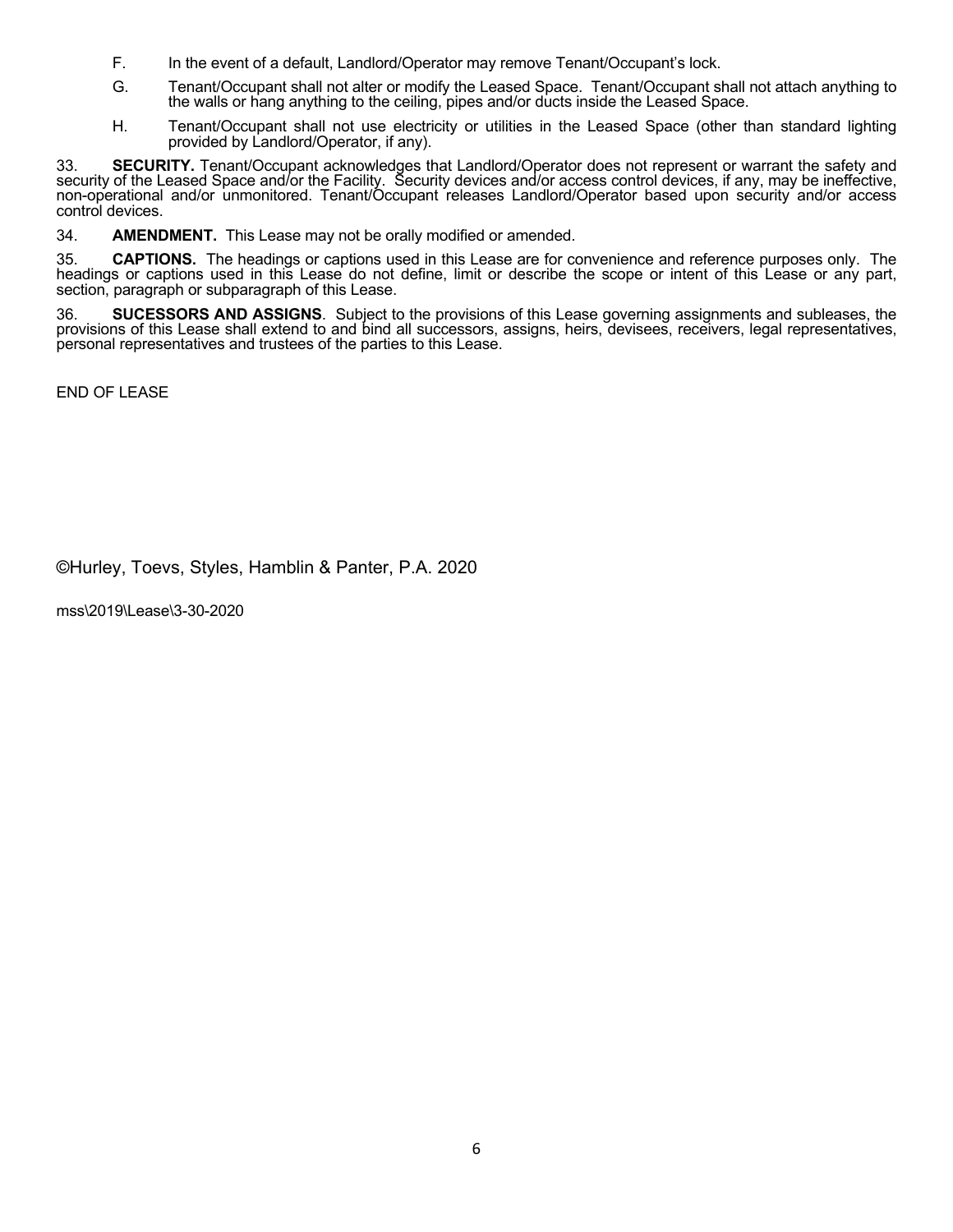F. In the event of a default, Landlord/Operator may remove Tenant/Occupant's lock.

G. Tenant/Occupant shall not alter or modify the Leased Space. Tenant/Occupant shall not attach anything to the walls or hang anything to the ceiling, pipes and/or ducts inside the Leased Space.

H. Tenant/Occupant shall not use electricity or utilities in the Leased Space (other than standard lighting provided by Landlord/Operator, if any).

33. **SECURITY.** Tenant/Occupant acknowledges that Landlord/Operator does not represent or warrant the safety and security of the Leased Space and/or the Facility. Security devices and/or access control devices, if any, may be ineffective, non-operational and/or unmonitored. Tenant/Occupant releases Landlord/Operator based upon security and/or access control devices.

34. **AMENDMENT.** This Lease may not be orally modified or amended.

35. **CAPTIONS.** The headings or captions used in this Lease are for convenience and reference purposes only. The headings or captions used in this Lease do not define, limit or describe the scope or intent of this Lease or any part, section, paragraph or subparagraph of this Lease.

36. **SUCESSORS AND ASSIGNS**. Subject to the provisions of this Lease governing assignments and subleases, the provisions of this Lease shall extend to and bind all successors, assigns, heirs, devisees, receivers, legal representatives, personal representatives and trustees of the parties to this Lease.

END OF LEASE

©Hurley, Toevs, Styles, Hamblin & Panter, P.A. 2020

mss\2019\Lease\3-30-2020